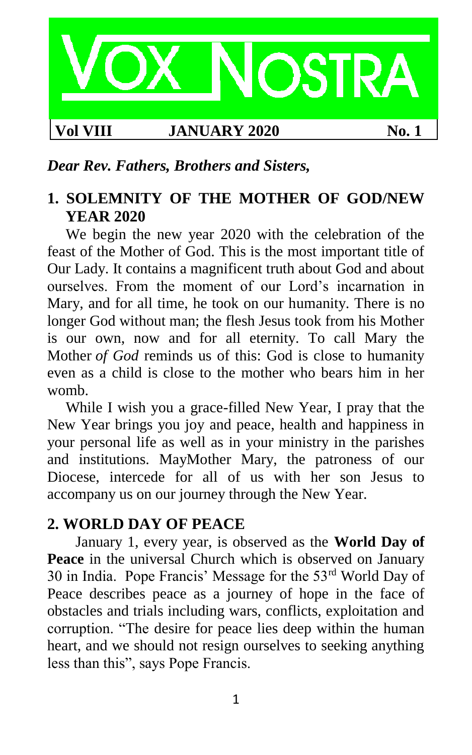# VOX NOSTRA

**Vol VIII** **JANUARY 2020** **No. 1**

***Dear Rev. Fathers, Brothers and Sisters,***

## 1. SOLEMNITY OF THE MOTHER OF GOD/NEW YEAR 2020

We begin the new year 2020 with the celebration of the feast of the Mother of God. This is the most important title of Our Lady. It contains a magnificent truth about God and about ourselves. From the moment of our Lord's incarnation in Mary, and for all time, he took on our humanity. There is no longer God without man; the flesh Jesus took from his Mother is our own, now and for all eternity. To call Mary the Mother *of God* reminds us of this: God is close to humanity even as a child is close to the mother who bears him in her womb.

While I wish you a grace-filled New Year, I pray that the New Year brings you joy and peace, health and happiness in your personal life as well as in your ministry in the parishes and institutions. MayMother Mary, the patroness of our Diocese, intercede for all of us with her son Jesus to accompany us on our journey through the New Year.

## 2. WORLD DAY OF PEACE

January 1, every year, is observed as the **World Day of Peace** in the universal Church which is observed on January 30 in India. Pope Francis' Message for the 53rd World Day of Peace describes peace as a journey of hope in the face of obstacles and trials including wars, conflicts, exploitation and corruption. "The desire for peace lies deep within the human heart, and we should not resign ourselves to seeking anything less than this", says Pope Francis.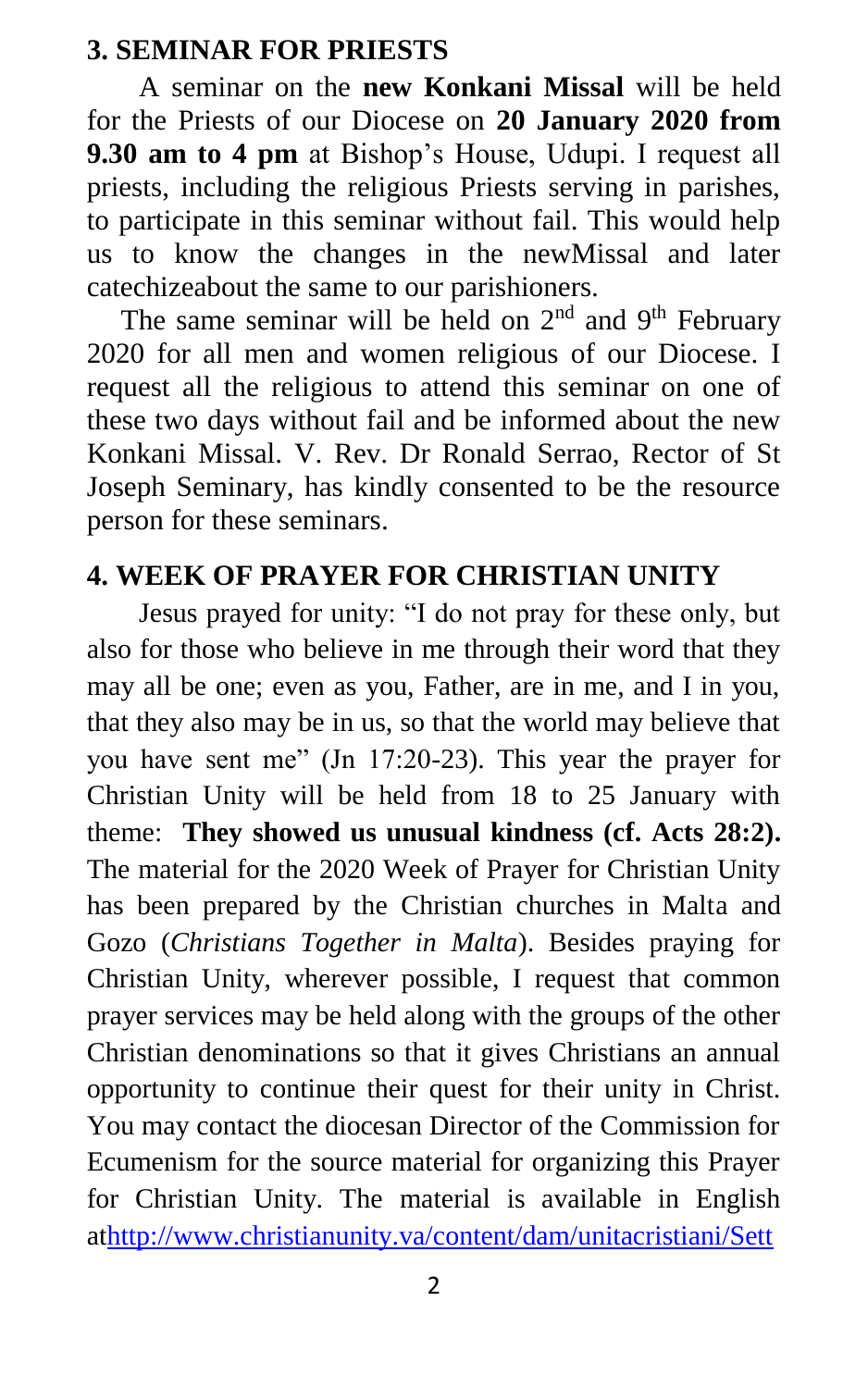### 3. SEMINAR FOR PRIESTS

A seminar on the **new Konkani Missal** will be held for the Priests of our Diocese on **20 January 2020 from 9.30 am to 4 pm** at Bishop's House, Udupi. I request all priests, including the religious Priests serving in parishes, to participate in this seminar without fail. This would help us to know the changes in the newMissal and later catechizeabout the same to our parishioners.

The same seminar will be held on 2nd and 9th February 2020 for all men and women religious of our Diocese. I request all the religious to attend this seminar on one of these two days without fail and be informed about the new Konkani Missal. V. Rev. Dr Ronald Serrao, Rector of St Joseph Seminary, has kindly consented to be the resource person for these seminars.

### 4. WEEK OF PRAYER FOR CHRISTIAN UNITY

Jesus prayed for unity: "I do not pray for these only, but also for those who believe in me through their word that they may all be one; even as you, Father, are in me, and I in you, that they also may be in us, so that the world may believe that you have sent me" (Jn 17:20-23). This year the prayer for Christian Unity will be held from 18 to 25 January with theme: **They showed us unusual kindness (cf. Acts 28:2).** The material for the 2020 Week of Prayer for Christian Unity has been prepared by the Christian churches in Malta and Gozo (*Christians Together in Malta*). Besides praying for Christian Unity, wherever possible, I request that common prayer services may be held along with the groups of the other Christian denominations so that it gives Christians an annual opportunity to continue their quest for their unity in Christ. You may contact the diocesan Director of the Commission for Ecumenism for the source material for organizing this Prayer for Christian Unity. The material is available in English athttp://www.christianunity.va/content/dam/unitacristiani/Sett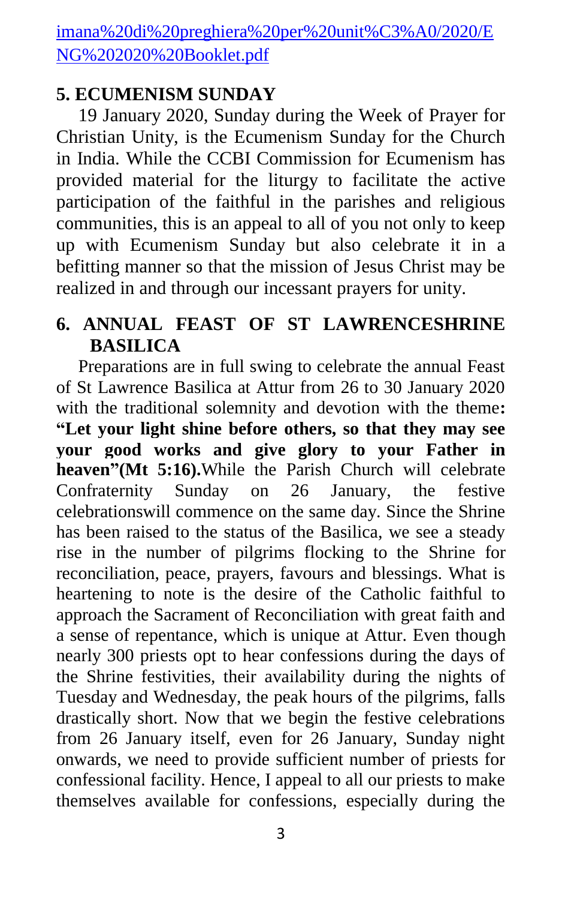[imana%20di%20preghiera%20per%20unit%C3%A0/2020/ENG%202020%20Booklet.pdf](imana%20di%20preghiera%20per%20unit%C3%A0/2020/ENG%202020%20Booklet.pdf)

## 5. ECUMENISM SUNDAY

19 January 2020, Sunday during the Week of Prayer for Christian Unity, is the Ecumenism Sunday for the Church in India. While the CCBI Commission for Ecumenism has provided material for the liturgy to facilitate the active participation of the faithful in the parishes and religious communities, this is an appeal to all of you not only to keep up with Ecumenism Sunday but also celebrate it in a befitting manner so that the mission of Jesus Christ may be realized in and through our incessant prayers for unity.

## 6. ANNUAL FEAST OF ST LAWRENCESHRINE BASILICA

Preparations are in full swing to celebrate the annual Feast of St Lawrence Basilica at Attur from 26 to 30 January 2020 with the traditional solemnity and devotion with the theme**: "Let your light shine before others, so that they may see your good works and give glory to your Father in heaven"(Mt 5:16).**While the Parish Church will celebrate Confraternity Sunday on 26 January, the festive celebrationswill commence on the same day. Since the Shrine has been raised to the status of the Basilica, we see a steady rise in the number of pilgrims flocking to the Shrine for reconciliation, peace, prayers, favours and blessings. What is heartening to note is the desire of the Catholic faithful to approach the Sacrament of Reconciliation with great faith and a sense of repentance, which is unique at Attur. Even though nearly 300 priests opt to hear confessions during the days of the Shrine festivities, their availability during the nights of Tuesday and Wednesday, the peak hours of the pilgrims, falls drastically short. Now that we begin the festive celebrations from 26 January itself, even for 26 January, Sunday night onwards, we need to provide sufficient number of priests for confessional facility. Hence, I appeal to all our priests to make themselves available for confessions, especially during the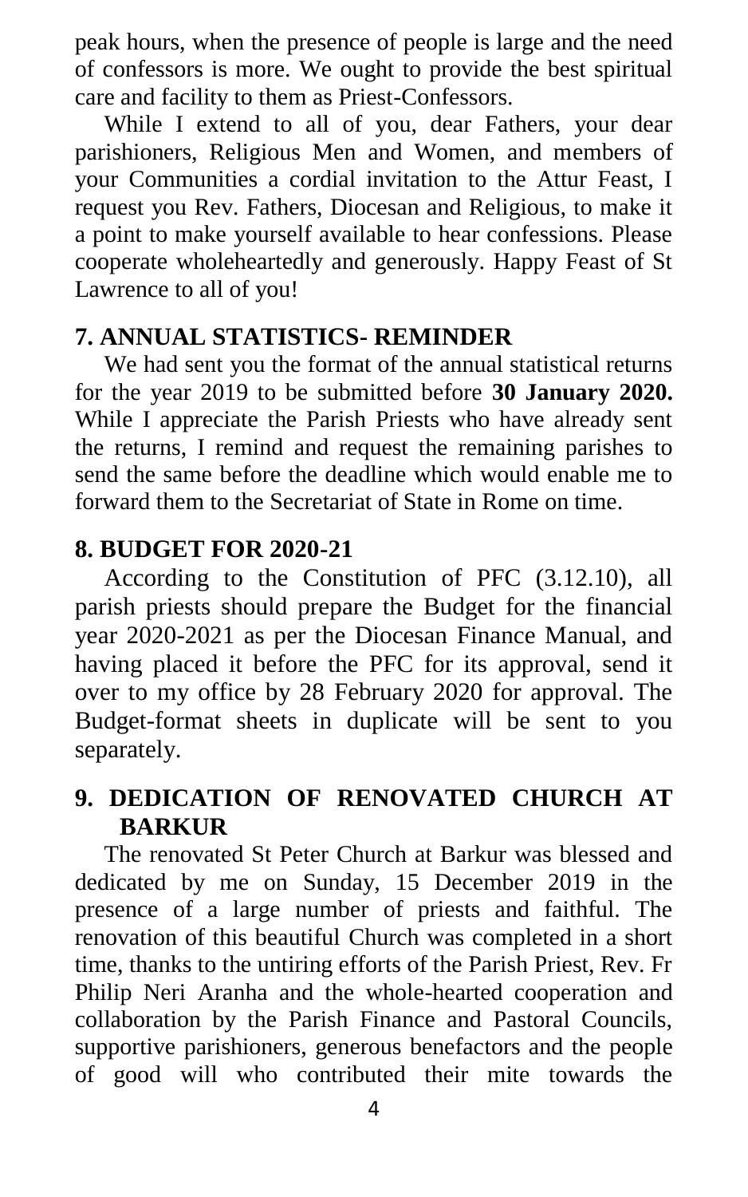peak hours, when the presence of people is large and the need of confessors is more. We ought to provide the best spiritual care and facility to them as Priest-Confessors.

While I extend to all of you, dear Fathers, your dear parishioners, Religious Men and Women, and members of your Communities a cordial invitation to the Attur Feast, I request you Rev. Fathers, Diocesan and Religious, to make it a point to make yourself available to hear confessions. Please cooperate wholeheartedly and generously. Happy Feast of St Lawrence to all of you!

## 7. ANNUAL STATISTICS- REMINDER

We had sent you the format of the annual statistical returns for the year 2019 to be submitted before **30 January 2020.** While I appreciate the Parish Priests who have already sent the returns, I remind and request the remaining parishes to send the same before the deadline which would enable me to forward them to the Secretariat of State in Rome on time.

## 8. BUDGET FOR 2020-21

According to the Constitution of PFC (3.12.10), all parish priests should prepare the Budget for the financial year 2020-2021 as per the Diocesan Finance Manual, and having placed it before the PFC for its approval, send it over to my office by 28 February 2020 for approval. The Budget-format sheets in duplicate will be sent to you separately.

## 9. DEDICATION OF RENOVATED CHURCH AT BARKUR

The renovated St Peter Church at Barkur was blessed and dedicated by me on Sunday, 15 December 2019 in the presence of a large number of priests and faithful. The renovation of this beautiful Church was completed in a short time, thanks to the untiring efforts of the Parish Priest, Rev. Fr Philip Neri Aranha and the whole-hearted cooperation and collaboration by the Parish Finance and Pastoral Councils, supportive parishioners, generous benefactors and the people of good will who contributed their mite towards the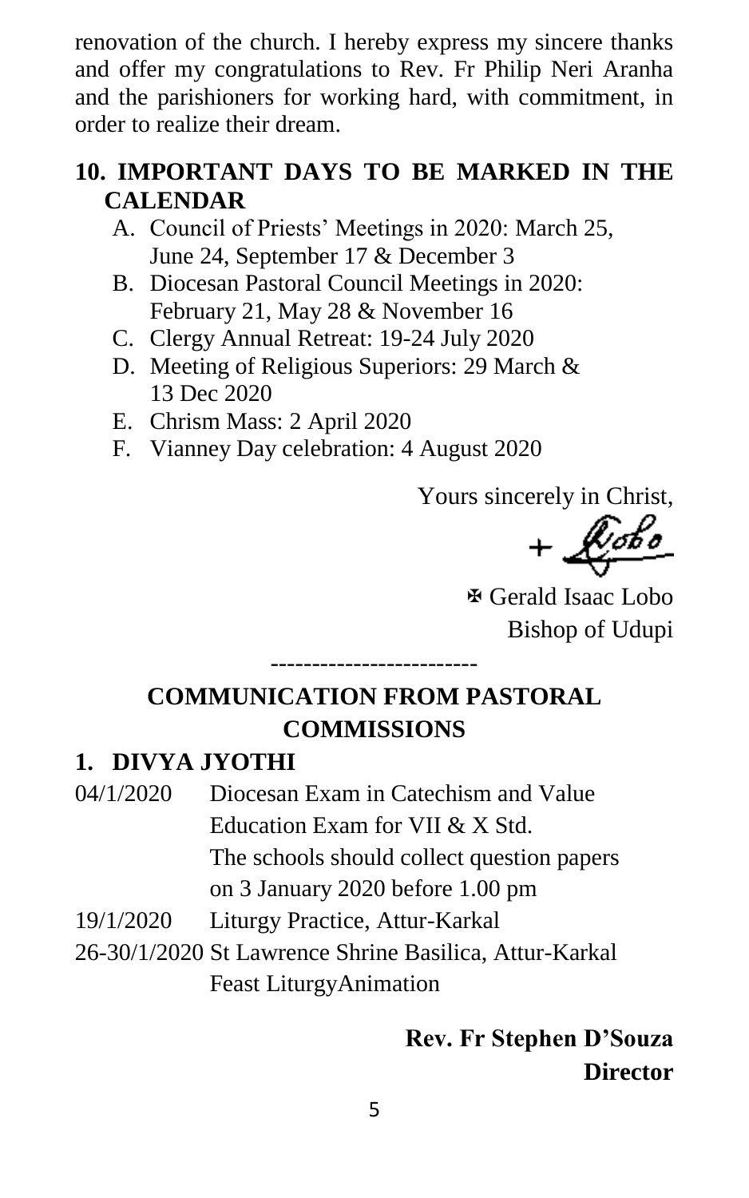renovation of the church. I hereby express my sincere thanks and offer my congratulations to Rev. Fr Philip Neri Aranha and the parishioners for working hard, with commitment, in order to realize their dream.

## 10. IMPORTANT DAYS TO BE MARKED IN THE CALENDAR

A. Council of Priests' Meetings in 2020: March 25, June 24, September 17 & December 3
B. Diocesan Pastoral Council Meetings in 2020: February 21, May 28 & November 16
C. Clergy Annual Retreat: 19-24 July 2020
D. Meeting of Religious Superiors: 29 March & 13 Dec 2020
E. Chrism Mass: 2 April 2020
F. Vianney Day celebration: 4 August 2020

Yours sincerely in Christ,

+ Lobo

✠ Gerald Isaac Lobo
Bishop of Udupi

-------------------------

## COMMUNICATION FROM PASTORAL COMMISSIONS

### 1. DIVYA JYOTHI

04/1/2020 Diocesan Exam in Catechism and Value Education Exam for VII & X Std. The schools should collect question papers on 3 January 2020 before 1.00 pm

19/1/2020 Liturgy Practice, Attur-Karkal

26-30/1/2020 St Lawrence Shrine Basilica, Attur-Karkal Feast LiturgyAnimation

**Rev. Fr Stephen D'Souza**
**Director**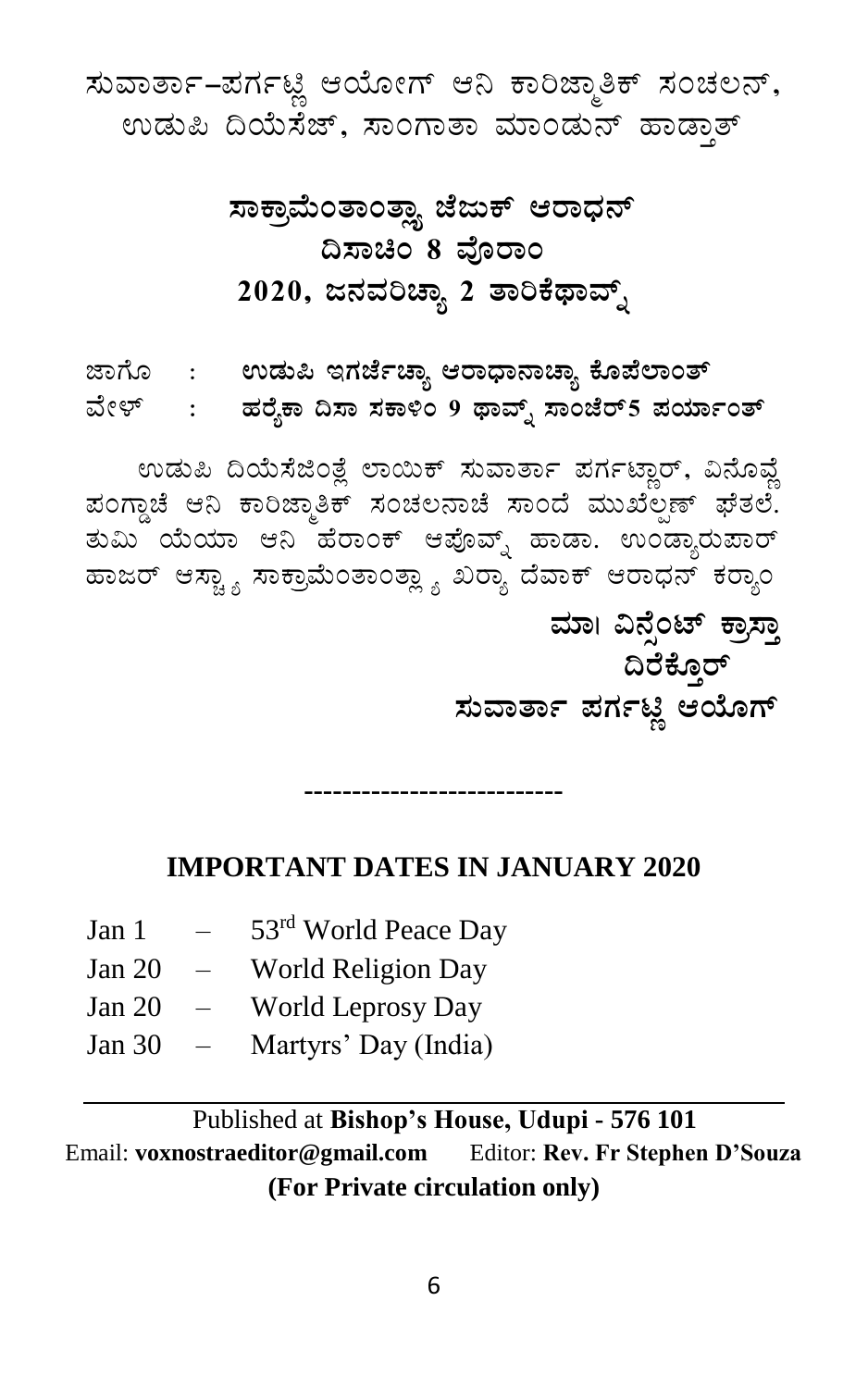ಸುವಾರ್ತಾ–ಪರ್ಗಟ್ಣಿ ಆಯೋಗ್ ಆನಿ ಕಾರಿಜ್ಮಾತಿಕ್ ಸಂಚಲನ್, ಉಡುಪಿ ದಿಯೆಸೆಜ್, ಸಾಂಗಾತಾ ಮಾಂಡುನ್ ಹಾಡ್ತಾತ್

## ಸಾಕ್ರಾಮೆಂತಾಂತ್ಲ್ಯಾ ಜೆಜುಕ್ ಆರಾಧನ್
## ದಿಸಾಚಿಂ 8 ವೊರಾಂ
## 2020, ಜನವರಿಚ್ಯಾ 2 ತಾರಿಕೆಥಾವ್ನ್

ಜಾಗೊ : **ಉಡುಪಿ ಇಗರ್ಜೆಚ್ಯಾ ಆರಾಧಾನಾಚ್ಯಾ ಕೊಪೆಲಾಂತ್**
ವೇಳ್ : **ಹರ್ಯೆಕಾ ದಿಸಾ ಸಕಾಳಿಂ 9 ಥಾವ್ನ್ ಸಾಂಜೆರ್5 ಪರ್ಯಾಂತ್**

ಉಡುಪಿ ದಿಯೆಸೆಜಿಂತ್ಲೆ ಲಾಯಿಕ್ ಸುವಾರ್ತಾ ಪರ್ಗಟ್ಣಾರ್, ವಿನೊವ್ಣೆ ಪಂಗ್ಡಾಚೆ ಆನಿ ಕಾರಿಜ್ಮಾತಿಕ್ ಸಂಚಲನಾಚೆ ಸಾಂದೆ ಮುಖೆಲ್ಪಣ್ ಘೆತಲೆ. ತುಮಿ ಯೆಯಾ ಆನಿ ಹೆರಾಂಕ್ ಆಪೊವ್ನ್ ಹಾಡಾ. ಉಂಡ್ಯಾರುಪಾರ್ ಹಾಜರ್ ಆಸ್ಚ್ಯಾ ಸಾಕ್ರಾಮೆಂತಾಂತ್ಲ್ಯಾ ಖರ್ಯಾ ದೆವಾಕ್ ಆರಾಧನ್ ಕರ್ಯಾಂ

**ಮಾ। ವಿನ್ಸೆಂಟ್ ಕ್ರಾಸ್ತಾ**
**ದಿರೆಕ್ತೊರ್**
**ಸುವಾರ್ತಾ ಪರ್ಗಟ್ಣಿ ಆಯೊಗ್**

---------------------------

## IMPORTANT DATES IN JANUARY 2020

- Jan 1 – 53rd World Peace Day
- Jan 20 – World Religion Day
- Jan 20 – World Leprosy Day
- Jan 30 – Martyrs' Day (India)

Published at **Bishop's House, Udupi - 576 101**
Email: **voxnostraeditor@gmail.com** Editor: **Rev. Fr Stephen D'Souza**
**(For Private circulation only)**